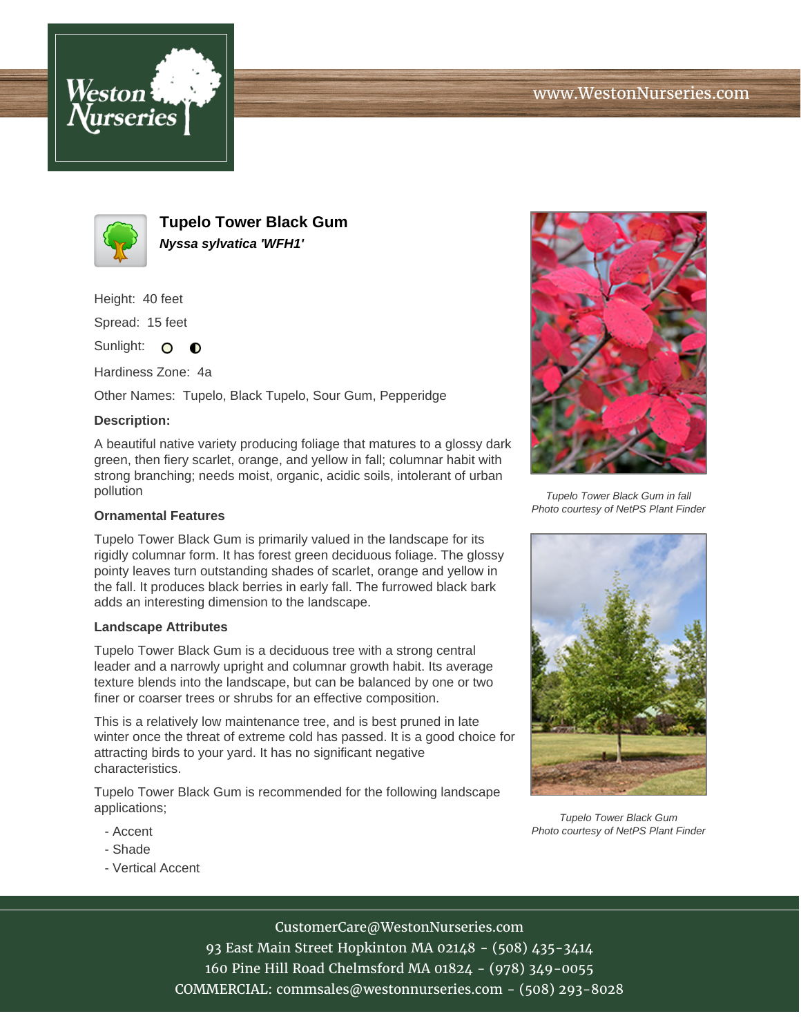# Tupelo Tower Black Gum

***Nyssa sylvatica 'WFH1'***

Height: 40 feet

Spread: 15 feet

Sunlight:

Hardiness Zone: 4a

Other Names: Tupelo, Black Tupelo, Sour Gum, Pepperidge

**Description:**

A beautiful native variety producing foliage that matures to a glossy dark green, then fiery scarlet, orange, and yellow in fall; columnar habit with strong branching; needs moist, organic, acidic soils, intolerant of urban pollution

### Ornamental Features

Tupelo Tower Black Gum is primarily valued in the landscape for its rigidly columnar form. It has forest green deciduous foliage. The glossy pointy leaves turn outstanding shades of scarlet, orange and yellow in the fall. It produces black berries in early fall. The furrowed black bark adds an interesting dimension to the landscape.

### Landscape Attributes

Tupelo Tower Black Gum is a deciduous tree with a strong central leader and a narrowly upright and columnar growth habit. Its average texture blends into the landscape, but can be balanced by one or two finer or coarser trees or shrubs for an effective composition.

This is a relatively low maintenance tree, and is best pruned in late winter once the threat of extreme cold has passed. It is a good choice for attracting birds to your yard. It has no significant negative characteristics.

Tupelo Tower Black Gum is recommended for the following landscape applications;

- Accent
- Shade
- Vertical Accent

*Tupelo Tower Black Gum in fall*
*Photo courtesy of NetPS Plant Finder*

*Tupelo Tower Black Gum*
*Photo courtesy of NetPS Plant Finder*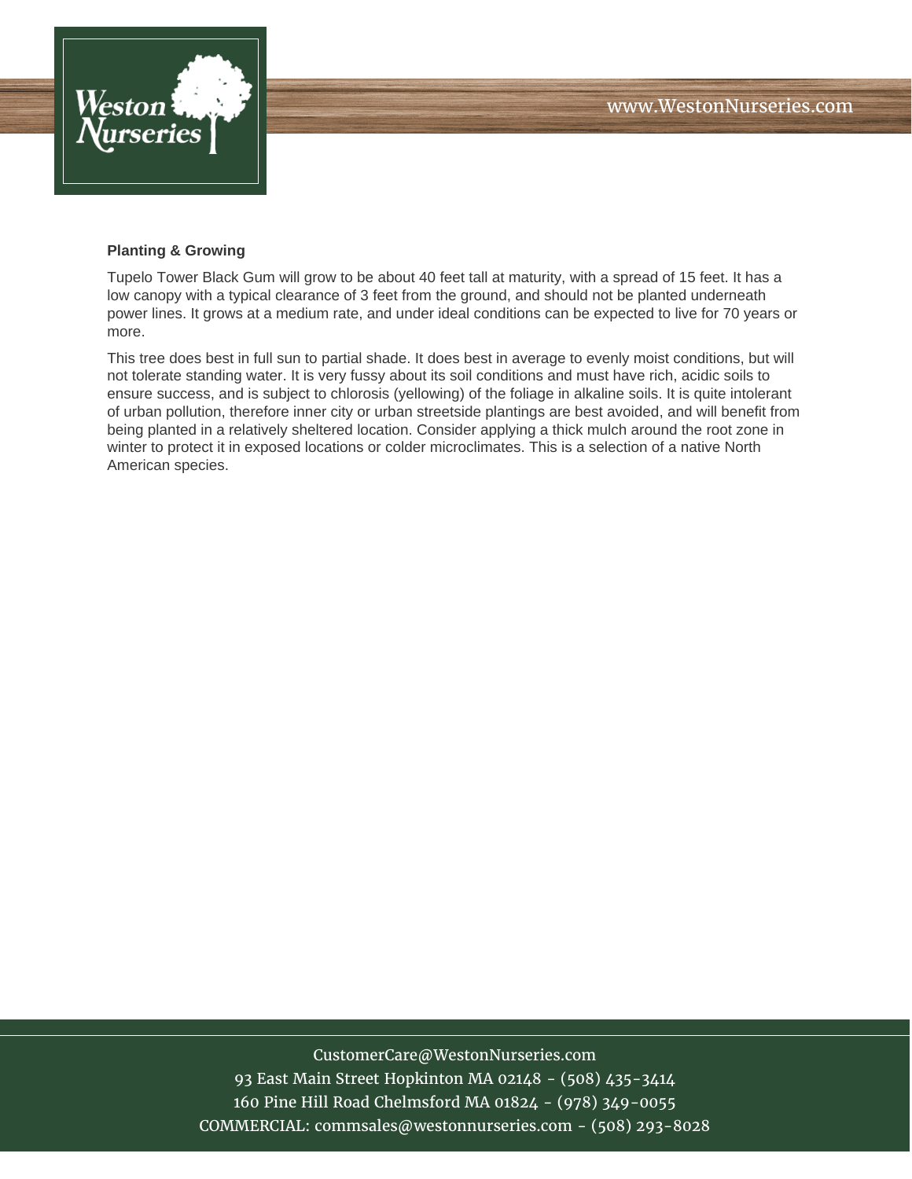**Planting & Growing**

Tupelo Tower Black Gum will grow to be about 40 feet tall at maturity, with a spread of 15 feet. It has a low canopy with a typical clearance of 3 feet from the ground, and should not be planted underneath power lines. It grows at a medium rate, and under ideal conditions can be expected to live for 70 years or more.

This tree does best in full sun to partial shade. It does best in average to evenly moist conditions, but will not tolerate standing water. It is very fussy about its soil conditions and must have rich, acidic soils to ensure success, and is subject to chlorosis (yellowing) of the foliage in alkaline soils. It is quite intolerant of urban pollution, therefore inner city or urban streetside plantings are best avoided, and will benefit from being planted in a relatively sheltered location. Consider applying a thick mulch around the root zone in winter to protect it in exposed locations or colder microclimates. This is a selection of a native North American species.